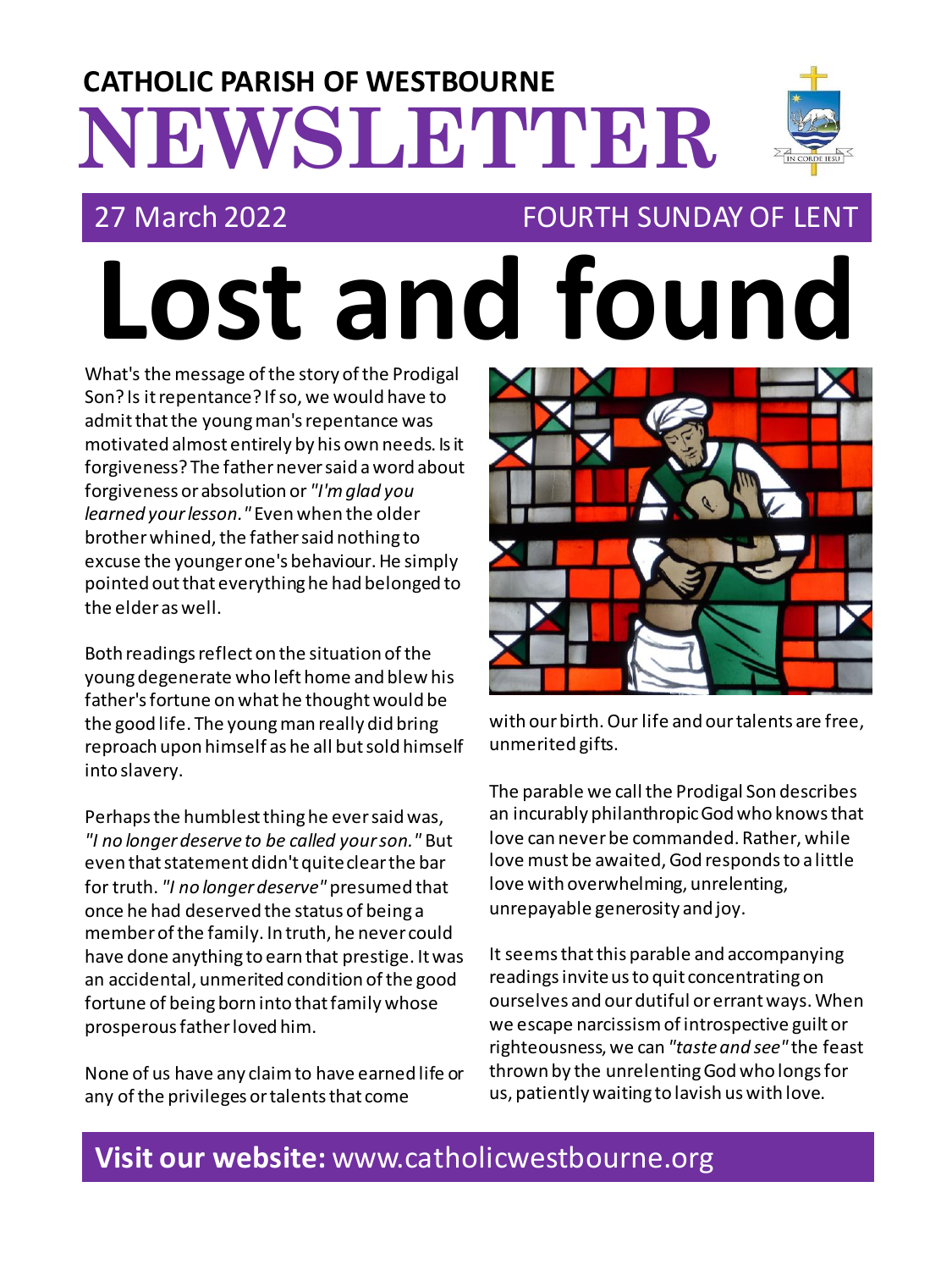**CATHOLIC PARISH OF WESTBOURNE**

# NEWSLETTER

27 March 2022 — FOURTH SUNDAY OF LENT

# Lost and found

What's the message of the story of the Prodigal Son? Is it repentance? If so, we would have to admit that the young man's repentance was motivated almost entirely by his own needs. Is it forgiveness? The father never said a word about forgiveness or absolution or *"I'm glad you learned your lesson."* Even when the older brother whined, the father said nothing to excuse the younger one's behaviour. He simply pointed out that everything he had belonged to the elder as well.

Both readings reflect on the situation of the young degenerate who left home and blew his father's fortune on what he thought would be the good life. The young man really did bring reproach upon himself as he all but sold himself into slavery.

Perhaps the humblest thing he ever said was, *"I no longer deserve to be called your son."* But even that statement didn't quite clear the bar for truth. *"I no longer deserve"* presumed that once he had deserved the status of being a member of the family. In truth, he never could have done anything to earn that prestige. It was an accidental, unmerited condition of the good fortune of being born into that family whose prosperous father loved him.

None of us have any claim to have earned life or any of the privileges or talents that come with our birth. Our life and our talents are free, unmerited gifts.

The parable we call the Prodigal Son describes an incurably philanthropic God who knows that love can never be commanded. Rather, while love must be awaited, God responds to a little love with overwhelming, unrelenting, unrepayable generosity and joy.

It seems that this parable and accompanying readings invite us to quit concentrating on ourselves and our dutiful or errant ways. When we escape narcissism of introspective guilt or righteousness, we can *"taste and see"* the feast thrown by the unrelenting God who longs for us, patiently waiting to lavish us with love.

**Visit our website:** www.catholicwestbourne.org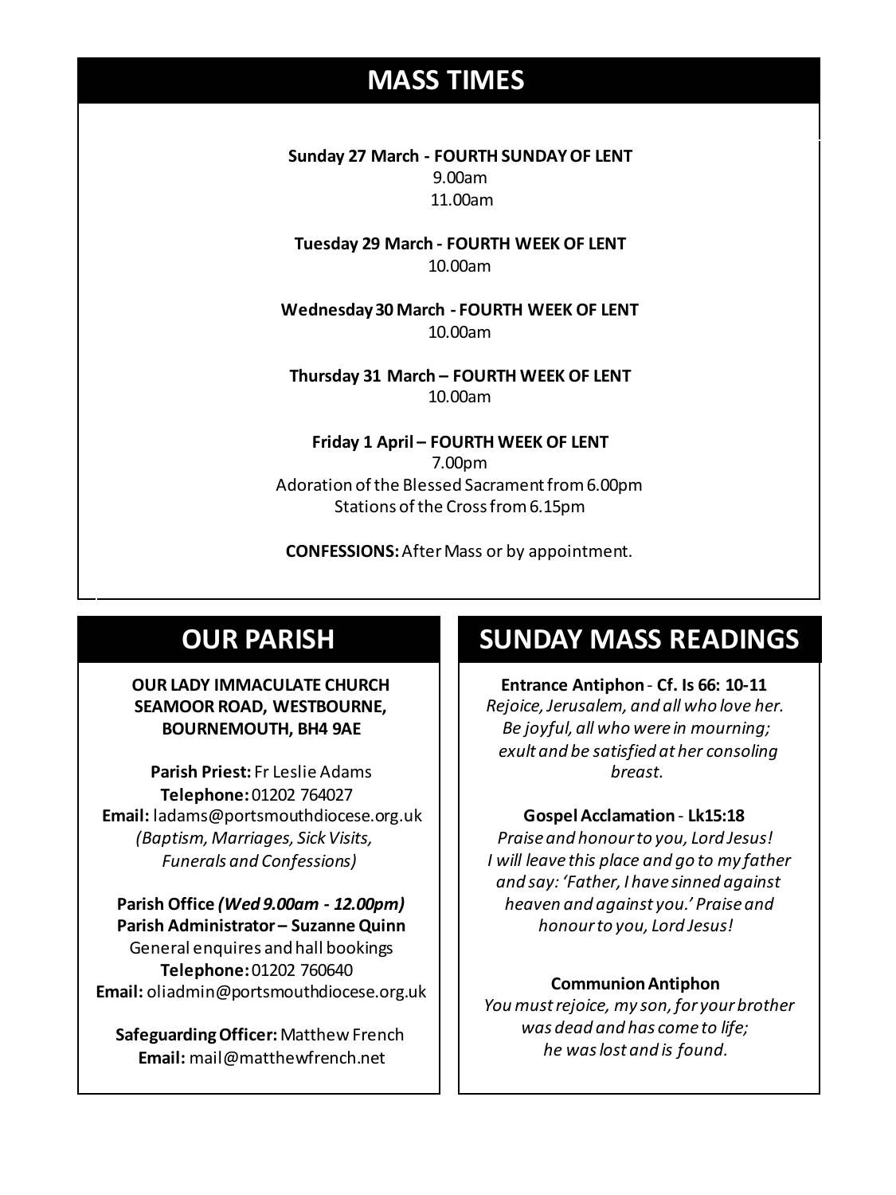## MASS TIMES

**Sunday 27 March - FOURTH SUNDAY OF LENT**
9.00am
11.00am

**Tuesday 29 March - FOURTH WEEK OF LENT**
10.00am

**Wednesday 30 March - FOURTH WEEK OF LENT**
10.00am

**Thursday 31 March – FOURTH WEEK OF LENT**
10.00am

**Friday 1 April – FOURTH WEEK OF LENT**
7.00pm
Adoration of the Blessed Sacrament from 6.00pm
Stations of the Cross from 6.15pm

**CONFESSIONS:** After Mass or by appointment.

## OUR PARISH

**OUR LADY IMMACULATE CHURCH SEAMOOR ROAD, WESTBOURNE, BOURNEMOUTH, BH4 9AE**

**Parish Priest:** Fr Leslie Adams
**Telephone:** 01202 764027
**Email:** ladams@portsmouthdiocese.org.uk
*(Baptism, Marriages, Sick Visits, Funerals and Confessions)*

**Parish Office *(Wed 9.00am - 12.00pm)***
**Parish Administrator – Suzanne Quinn**
General enquires and hall bookings
**Telephone:** 01202 760640
**Email:** oliadmin@portsmouthdiocese.org.uk

**Safeguarding Officer:** Matthew French
**Email:** mail@matthewfrench.net

## SUNDAY MASS READINGS

**Entrance Antiphon** - **Cf. Is 66: 10-11**
*Rejoice, Jerusalem, and all who love her. Be joyful, all who were in mourning; exult and be satisfied at her consoling breast.*

**Gospel Acclamation** - **Lk15:18**
*Praise and honour to you, Lord Jesus! I will leave this place and go to my father and say: 'Father, I have sinned against heaven and against you.' Praise and honour to you, Lord Jesus!*

**Communion Antiphon**
*You must rejoice, my son, for your brother was dead and has come to life; he was lost and is found.*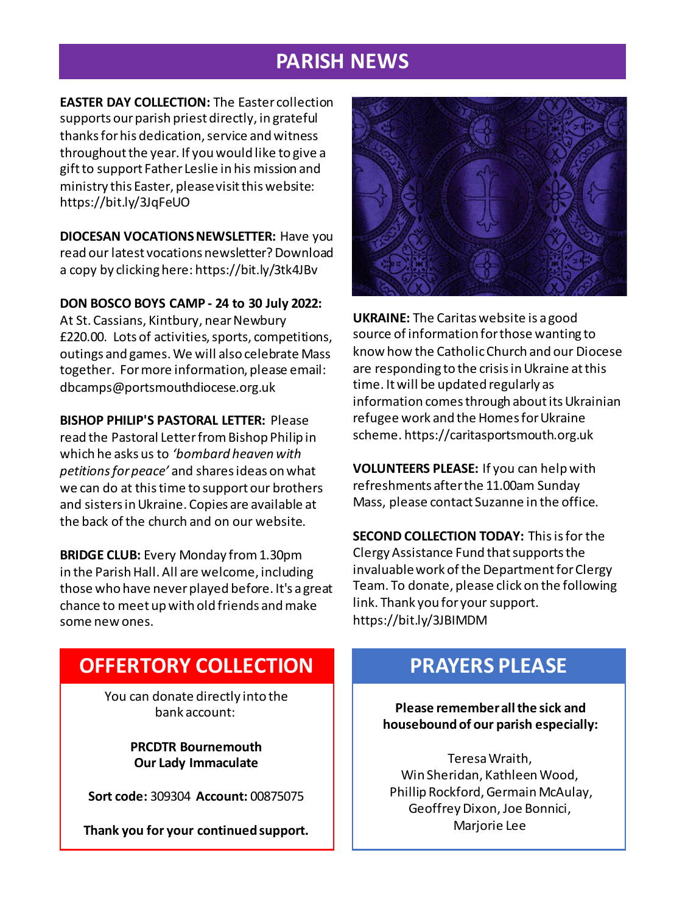# PARISH NEWS

**EASTER DAY COLLECTION:** The Easter collection supports our parish priest directly, in grateful thanks for his dedication, service and witness throughout the year. If you would like to give a gift to support Father Leslie in his mission and ministry this Easter, please visit this website: https://bit.ly/3JqFeUO

**DIOCESAN VOCATIONS NEWSLETTER:** Have you read our latest vocations newsletter? Download a copy by clicking here: https://bit.ly/3tk4JBv

**DON BOSCO BOYS CAMP - 24 to 30 July 2022:** At St. Cassians, Kintbury, near Newbury £220.00. Lots of activities, sports, competitions, outings and games. We will also celebrate Mass together. For more information, please email: dbcamps@portsmouthdiocese.org.uk

**BISHOP PHILIP'S PASTORAL LETTER:** Please read the Pastoral Letter from Bishop Philip in which he asks us to *'bombard heaven with petitions for peace'* and shares ideas on what we can do at this time to support our brothers and sisters in Ukraine. Copies are available at the back of the church and on our website.

**BRIDGE CLUB:** Every Monday from 1.30pm in the Parish Hall. All are welcome, including those who have never played before. It's a great chance to meet up with old friends and make some new ones.

**UKRAINE:** The Caritas website is a good source of information for those wanting to know how the Catholic Church and our Diocese are responding to the crisis in Ukraine at this time. It will be updated regularly as information comes through about its Ukrainian refugee work and the Homes for Ukraine scheme. https://caritasportsmouth.org.uk

**VOLUNTEERS PLEASE:** If you can help with refreshments after the 11.00am Sunday Mass, please contact Suzanne in the office.

**SECOND COLLECTION TODAY:** This is for the Clergy Assistance Fund that supports the invaluable work of the Department for Clergy Team. To donate, please click on the following link. Thank you for your support. https://bit.ly/3JBIMDM

## OFFERTORY COLLECTION

You can donate directly into the bank account:

**PRCDTR Bournemouth**
**Our Lady Immaculate**

**Sort code:** 309304 **Account:** 00875075

**Thank you for your continued support.**

## PRAYERS PLEASE

**Please remember all the sick and housebound of our parish especially:**

Teresa Wraith,
Win Sheridan, Kathleen Wood,
Phillip Rockford, Germain McAulay,
Geoffrey Dixon, Joe Bonnici,
Marjorie Lee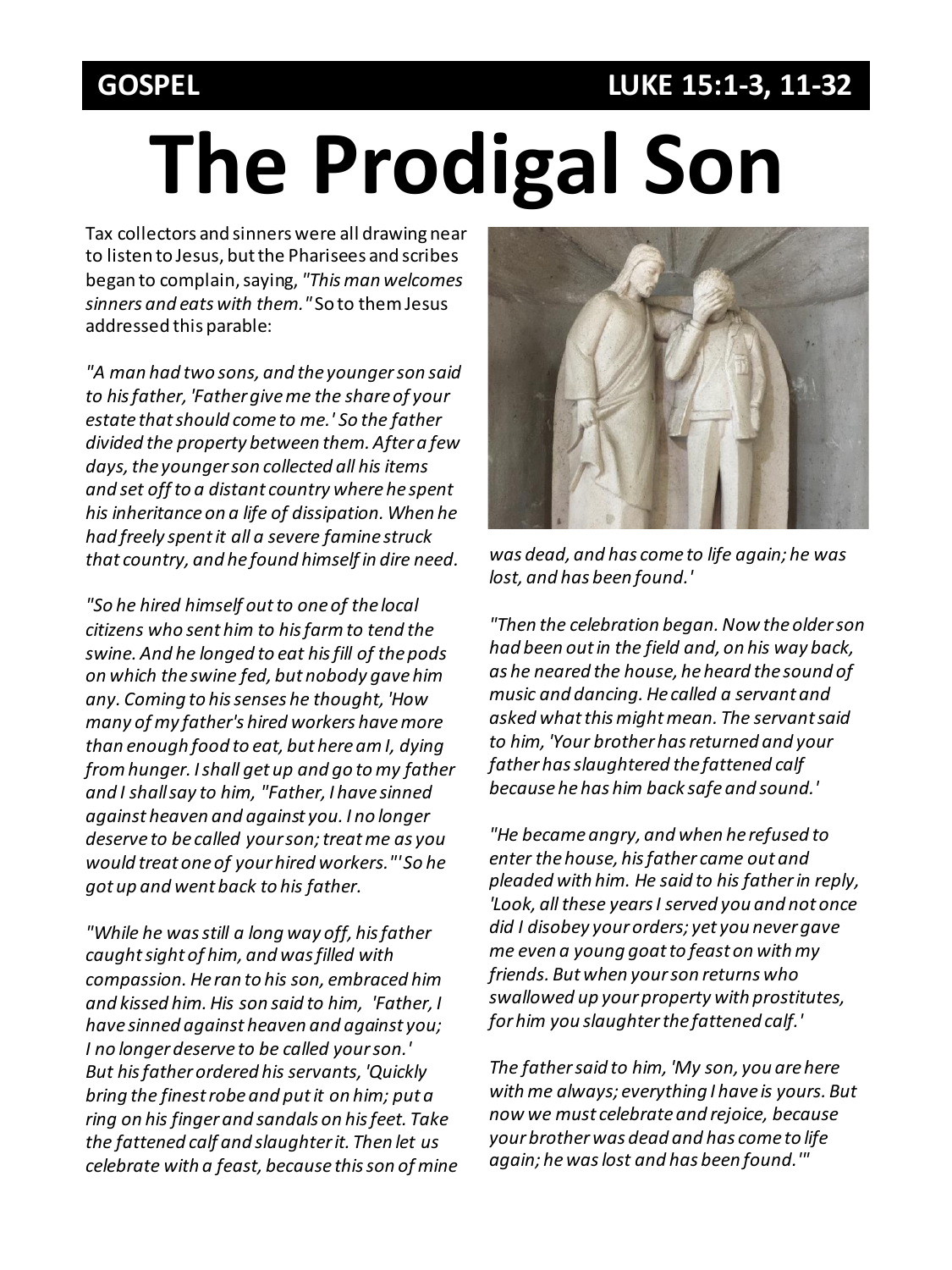**GOSPEL** **LUKE 15:1-3, 11-32**

# The Prodigal Son

Tax collectors and sinners were all drawing near to listen to Jesus, but the Pharisees and scribes began to complain, saying, *"This man welcomes sinners and eats with them."* So to them Jesus addressed this parable:

*"A man had two sons, and the younger son said to his father, 'Father give me the share of your estate that should come to me.' So the father divided the property between them. After a few days, the younger son collected all his items and set off to a distant country where he spent his inheritance on a life of dissipation. When he had freely spent it all a severe famine struck that country, and he found himself in dire need.*

*"So he hired himself out to one of the local citizens who sent him to his farm to tend the swine. And he longed to eat his fill of the pods on which the swine fed, but nobody gave him any. Coming to his senses he thought, 'How many of my father's hired workers have more than enough food to eat, but here am I, dying from hunger. I shall get up and go to my father and I shall say to him, "Father, I have sinned against heaven and against you. I no longer deserve to be called your son; treat me as you would treat one of your hired workers."' So he got up and went back to his father.*

*"While he was still a long way off, his father caught sight of him, and was filled with compassion. He ran to his son, embraced him and kissed him. His son said to him, 'Father, I have sinned against heaven and against you; I no longer deserve to be called your son.' But his father ordered his servants, 'Quickly bring the finest robe and put it on him; put a ring on his finger and sandals on his feet. Take the fattened calf and slaughter it. Then let us celebrate with a feast, because this son of mine was dead, and has come to life again; he was lost, and has been found.'*

*"Then the celebration began. Now the older son had been out in the field and, on his way back, as he neared the house, he heard the sound of music and dancing. He called a servant and asked what this might mean. The servant said to him, 'Your brother has returned and your father has slaughtered the fattened calf because he has him back safe and sound.'*

*"He became angry, and when he refused to enter the house, his father came out and pleaded with him. He said to his father in reply, 'Look, all these years I served you and not once did I disobey your orders; yet you never gave me even a young goat to feast on with my friends. But when your son returns who swallowed up your property with prostitutes, for him you slaughter the fattened calf.'*

*The father said to him, 'My son, you are here with me always; everything I have is yours. But now we must celebrate and rejoice, because your brother was dead and has come to life again; he was lost and has been found.'"*